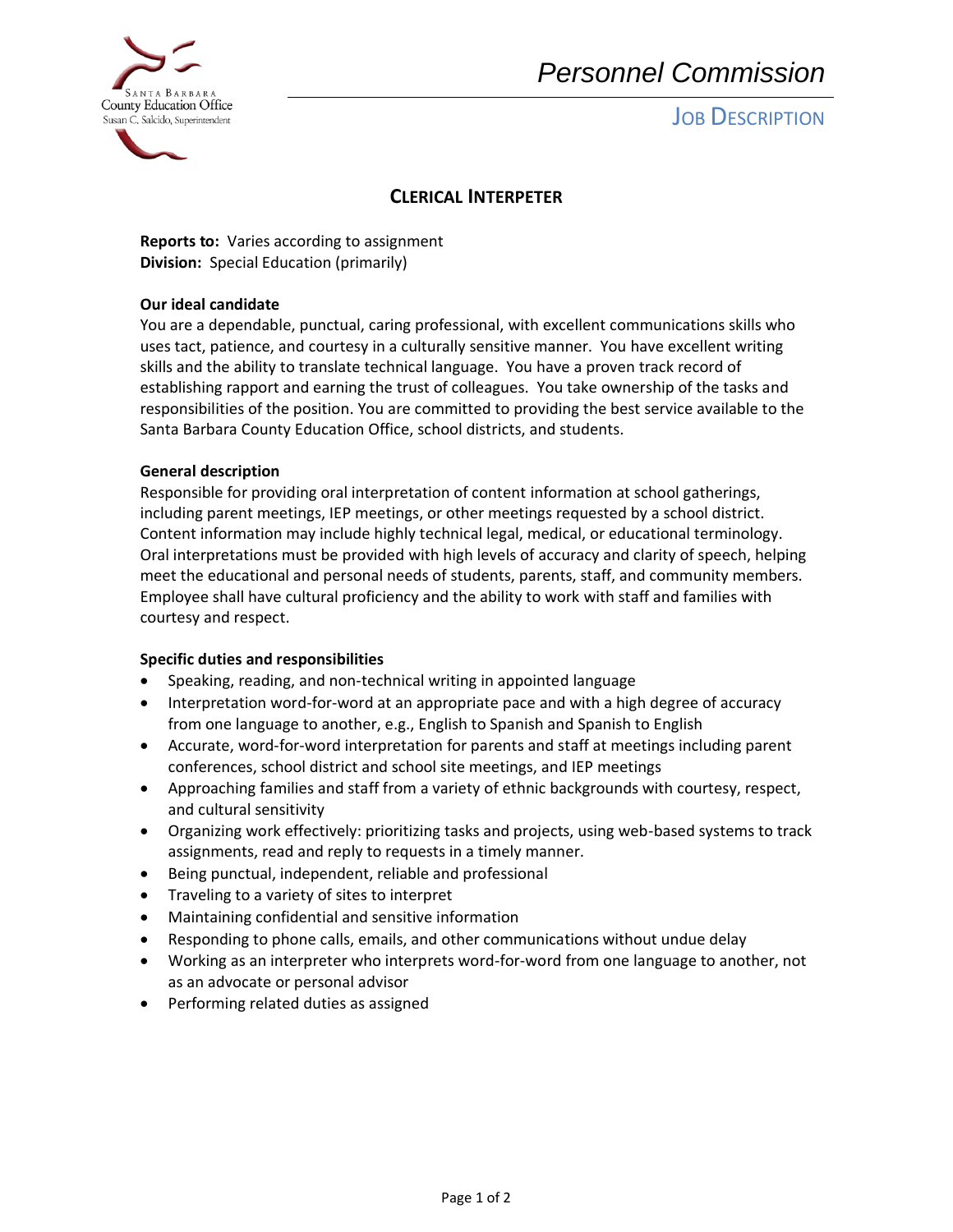Santa Barbara County Education Office
Susan C. Salcido, Superintendent

*Personnel Commission*

JOB DESCRIPTION

# CLERICAL INTERPETER

**Reports to:** Varies according to assignment
**Division:** Special Education (primarily)

**Our ideal candidate**

You are a dependable, punctual, caring professional, with excellent communications skills who uses tact, patience, and courtesy in a culturally sensitive manner. You have excellent writing skills and the ability to translate technical language. You have a proven track record of establishing rapport and earning the trust of colleagues. You take ownership of the tasks and responsibilities of the position. You are committed to providing the best service available to the Santa Barbara County Education Office, school districts, and students.

**General description**

Responsible for providing oral interpretation of content information at school gatherings, including parent meetings, IEP meetings, or other meetings requested by a school district. Content information may include highly technical legal, medical, or educational terminology. Oral interpretations must be provided with high levels of accuracy and clarity of speech, helping meet the educational and personal needs of students, parents, staff, and community members. Employee shall have cultural proficiency and the ability to work with staff and families with courtesy and respect.

**Specific duties and responsibilities**

- Speaking, reading, and non-technical writing in appointed language
- Interpretation word-for-word at an appropriate pace and with a high degree of accuracy from one language to another, e.g., English to Spanish and Spanish to English
- Accurate, word-for-word interpretation for parents and staff at meetings including parent conferences, school district and school site meetings, and IEP meetings
- Approaching families and staff from a variety of ethnic backgrounds with courtesy, respect, and cultural sensitivity
- Organizing work effectively: prioritizing tasks and projects, using web-based systems to track assignments, read and reply to requests in a timely manner.
- Being punctual, independent, reliable and professional
- Traveling to a variety of sites to interpret
- Maintaining confidential and sensitive information
- Responding to phone calls, emails, and other communications without undue delay
- Working as an interpreter who interprets word-for-word from one language to another, not as an advocate or personal advisor
- Performing related duties as assigned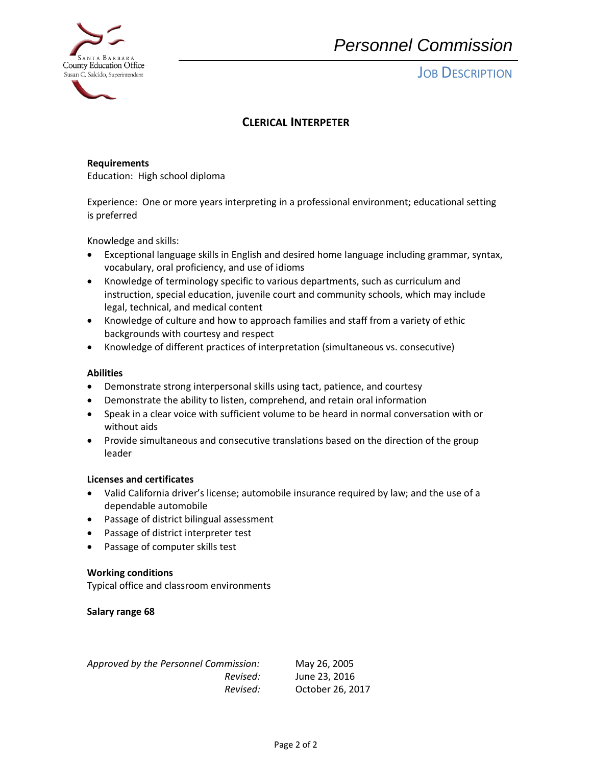# Personnel Commission

## Job Description

## CLERICAL INTERPETER

**Requirements**

Education: High school diploma

Experience: One or more years interpreting in a professional environment; educational setting is preferred

Knowledge and skills:

- Exceptional language skills in English and desired home language including grammar, syntax, vocabulary, oral proficiency, and use of idioms
- Knowledge of terminology specific to various departments, such as curriculum and instruction, special education, juvenile court and community schools, which may include legal, technical, and medical content
- Knowledge of culture and how to approach families and staff from a variety of ethic backgrounds with courtesy and respect
- Knowledge of different practices of interpretation (simultaneous vs. consecutive)

**Abilities**

- Demonstrate strong interpersonal skills using tact, patience, and courtesy
- Demonstrate the ability to listen, comprehend, and retain oral information
- Speak in a clear voice with sufficient volume to be heard in normal conversation with or without aids
- Provide simultaneous and consecutive translations based on the direction of the group leader

**Licenses and certificates**

- Valid California driver's license; automobile insurance required by law; and the use of a dependable automobile
- Passage of district bilingual assessment
- Passage of district interpreter test
- Passage of computer skills test

**Working conditions**

Typical office and classroom environments

**Salary range 68**

| | |
|---|---|
| *Approved by the Personnel Commission:* | May 26, 2005 |
| *Revised:* | June 23, 2016 |
| *Revised:* | October 26, 2017 |